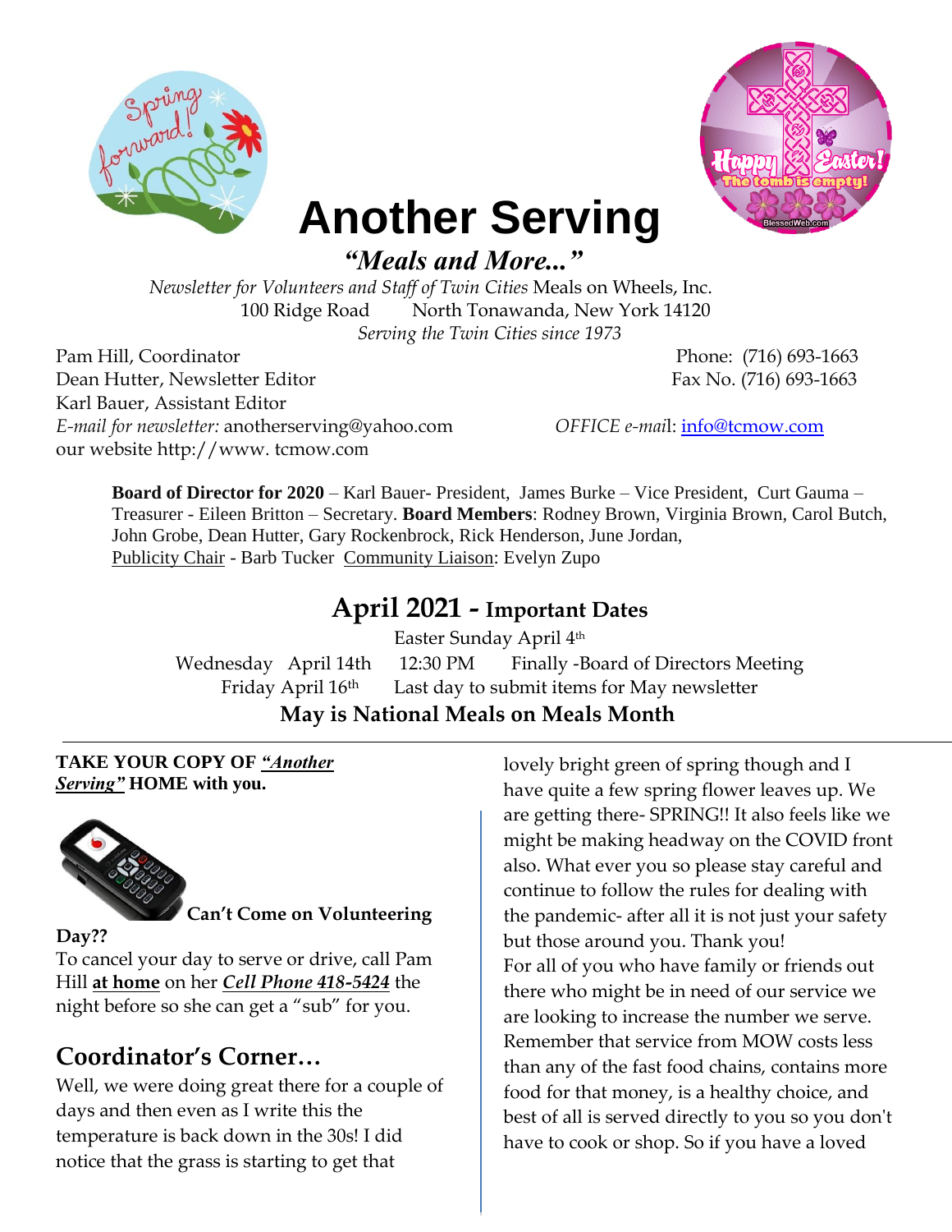# Another Serving

***"Meals and More..."***

*Newsletter for Volunteers and Staff of Twin Cities* Meals on Wheels, Inc.
100 Ridge Road North Tonawanda, New York 14120
*Serving the Twin Cities since 1973*

Pam Hill, Coordinator
Dean Hutter, Newsletter Editor
Karl Bauer, Assistant Editor
*E-mail for newsletter:* anotherserving@yahoo.com
our website http://www. tcmow.com

Phone: (716) 693-1663
Fax No. (716) 693-1663
*OFFICE e-mail*: info@tcmow.com

**Board of Director for 2020** – Karl Bauer- President, James Burke – Vice President, Curt Gauma – Treasurer - Eileen Britton – Secretary. **Board Members**: Rodney Brown, Virginia Brown, Carol Butch, John Grobe, Dean Hutter, Gary Rockenbrock, Rick Henderson, June Jordan, Publicity Chair - Barb Tucker Community Liaison: Evelyn Zupo

## April 2021 - Important Dates

Easter Sunday April 4th
Wednesday April 14th 12:30 PM Finally -Board of Directors Meeting
Friday April 16th Last day to submit items for May newsletter

**May is National Meals on Meals Month**

---

**TAKE YOUR COPY OF *"Another Serving"* HOME with you.**

**Can't Come on Volunteering Day??**

To cancel your day to serve or drive, call Pam Hill **at home** on her ***Cell Phone 418-5424*** the night before so she can get a "sub" for you.

## Coordinator's Corner…

Well, we were doing great there for a couple of days and then even as I write this the temperature is back down in the 30s! I did notice that the grass is starting to get that lovely bright green of spring though and I have quite a few spring flower leaves up. We are getting there- SPRING!! It also feels like we might be making headway on the COVID front also. What ever you so please stay careful and continue to follow the rules for dealing with the pandemic- after all it is not just your safety but those around you. Thank you!

For all of you who have family or friends out there who might be in need of our service we are looking to increase the number we serve. Remember that service from MOW costs less than any of the fast food chains, contains more food for that money, is a healthy choice, and best of all is served directly to you so you don't have to cook or shop. So if you have a loved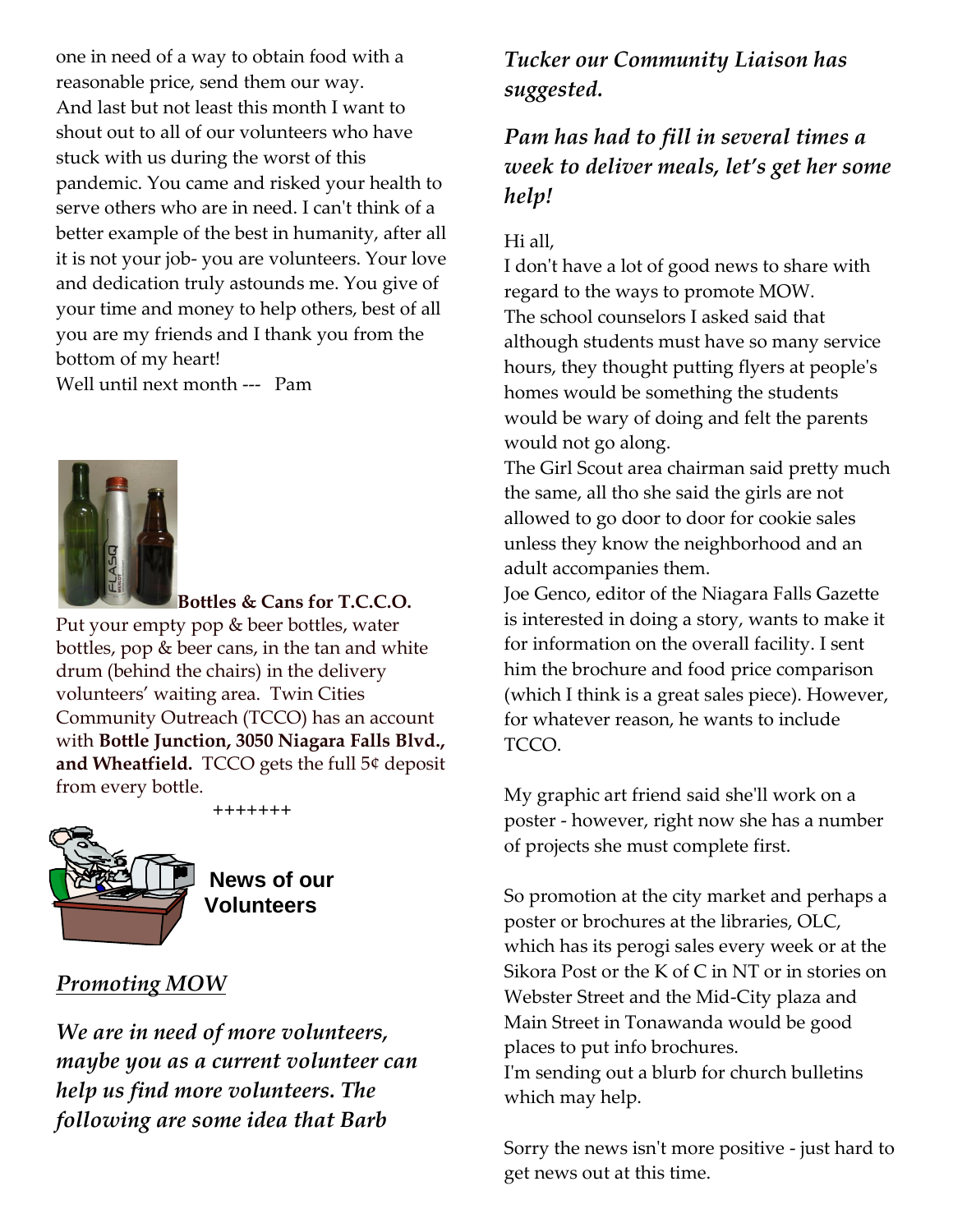one in need of a way to obtain food with a reasonable price, send them our way.
And last but not least this month I want to shout out to all of our volunteers who have stuck with us during the worst of this pandemic. You came and risked your health to serve others who are in need. I can't think of a better example of the best in humanity, after all it is not your job- you are volunteers. Your love and dedication truly astounds me. You give of your time and money to help others, best of all you are my friends and I thank you from the bottom of my heart!
Well until next month --- Pam

**Bottles & Cans for T.C.C.O.**
Put your empty pop & beer bottles, water bottles, pop & beer cans, in the tan and white drum (behind the chairs) in the delivery volunteers' waiting area. Twin Cities Community Outreach (TCCO) has an account with **Bottle Junction, 3050 Niagara Falls Blvd., and Wheatfield.** TCCO gets the full 5¢ deposit from every bottle.

+++++++

## News of our Volunteers

### *Promoting MOW*

***We are in need of more volunteers, maybe you as a current volunteer can help us find more volunteers. The following are some idea that Barb Tucker our Community Liaison has suggested.***

***Pam has had to fill in several times a week to deliver meals, let's get her some help!***

Hi all,
I don't have a lot of good news to share with regard to the ways to promote MOW.
The school counselors I asked said that although students must have so many service hours, they thought putting flyers at people's homes would be something the students would be wary of doing and felt the parents would not go along.
The Girl Scout area chairman said pretty much the same, all tho she said the girls are not allowed to go door to door for cookie sales unless they know the neighborhood and an adult accompanies them.
Joe Genco, editor of the Niagara Falls Gazette is interested in doing a story, wants to make it for information on the overall facility. I sent him the brochure and food price comparison (which I think is a great sales piece). However, for whatever reason, he wants to include TCCO.

My graphic art friend said she'll work on a poster - however, right now she has a number of projects she must complete first.

So promotion at the city market and perhaps a poster or brochures at the libraries, OLC, which has its perogi sales every week or at the Sikora Post or the K of C in NT or in stories on Webster Street and the Mid-City plaza and Main Street in Tonawanda would be good places to put info brochures.
I'm sending out a blurb for church bulletins which may help.

Sorry the news isn't more positive - just hard to get news out at this time.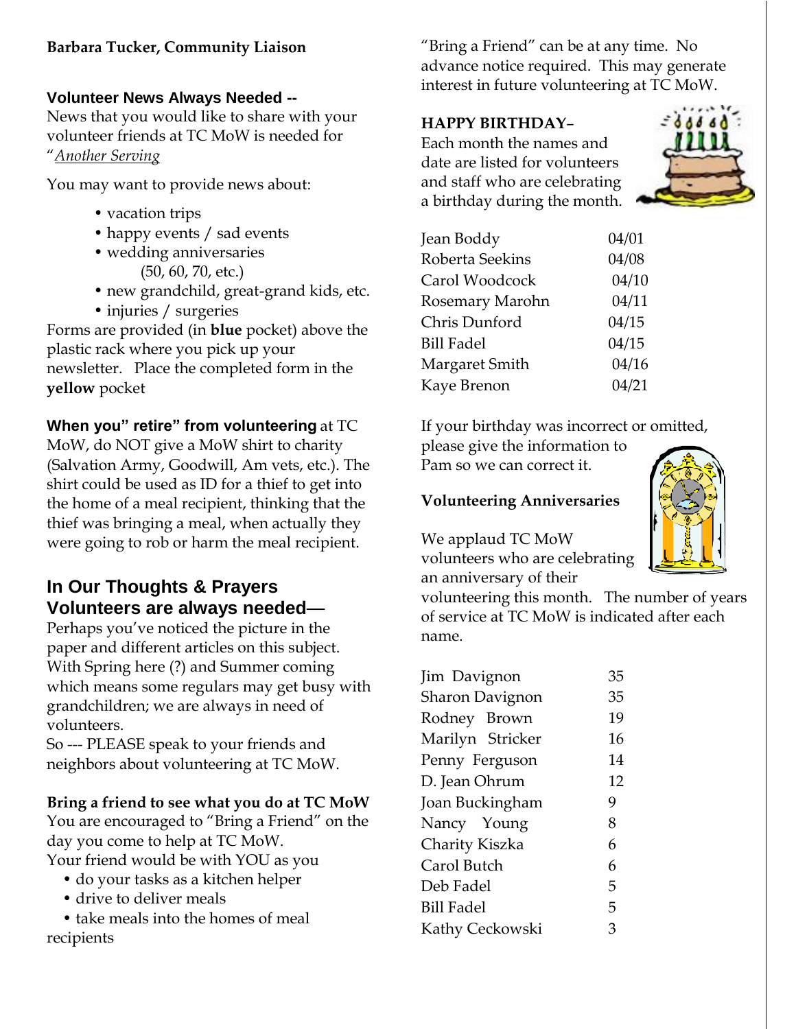**Barbara Tucker, Community Liaison**

**Volunteer News Always Needed --**

News that you would like to share with your volunteer friends at TC MoW is needed for "*Another Serving*

You may want to provide news about:

- vacation trips
- happy events / sad events
- wedding anniversaries (50, 60, 70, etc.)
- new grandchild, great-grand kids, etc.
- injuries / surgeries

Forms are provided (in **blue** pocket) above the plastic rack where you pick up your newsletter. Place the completed form in the **yellow** pocket

**When you" retire" from volunteering** at TC MoW, do NOT give a MoW shirt to charity (Salvation Army, Goodwill, Am vets, etc.). The shirt could be used as ID for a thief to get into the home of a meal recipient, thinking that the thief was bringing a meal, when actually they were going to rob or harm the meal recipient.

## In Our Thoughts & Prayers Volunteers are always needed—

Perhaps you've noticed the picture in the paper and different articles on this subject. With Spring here (?) and Summer coming which means some regulars may get busy with grandchildren; we are always in need of volunteers.

So --- PLEASE speak to your friends and neighbors about volunteering at TC MoW.

**Bring a friend to see what you do at TC MoW**

You are encouraged to "Bring a Friend" on the day you come to help at TC MoW.

Your friend would be with YOU as you

- do your tasks as a kitchen helper
- drive to deliver meals
- take meals into the homes of meal recipients

"Bring a Friend" can be at any time. No advance notice required. This may generate interest in future volunteering at TC MoW.

**HAPPY BIRTHDAY–**

Each month the names and date are listed for volunteers and staff who are celebrating a birthday during the month.

| Name | Date |
|---|---|
| Jean Boddy | 04/01 |
| Roberta Seekins | 04/08 |
| Carol Woodcock | 04/10 |
| Rosemary Marohn | 04/11 |
| Chris Dunford | 04/15 |
| Bill Fadel | 04/15 |
| Margaret Smith | 04/16 |
| Kaye Brenon | 04/21 |

If your birthday was incorrect or omitted, please give the information to Pam so we can correct it.

**Volunteering Anniversaries**

We applaud TC MoW volunteers who are celebrating an anniversary of their volunteering this month. The number of years of service at TC MoW is indicated after each name.

| Name | Years |
|---|---|
| Jim Davignon | 35 |
| Sharon Davignon | 35 |
| Rodney Brown | 19 |
| Marilyn Stricker | 16 |
| Penny Ferguson | 14 |
| D. Jean Ohrum | 12 |
| Joan Buckingham | 9 |
| Nancy Young | 8 |
| Charity Kiszka | 6 |
| Carol Butch | 6 |
| Deb Fadel | 5 |
| Bill Fadel | 5 |
| Kathy Ceckowski | 3 |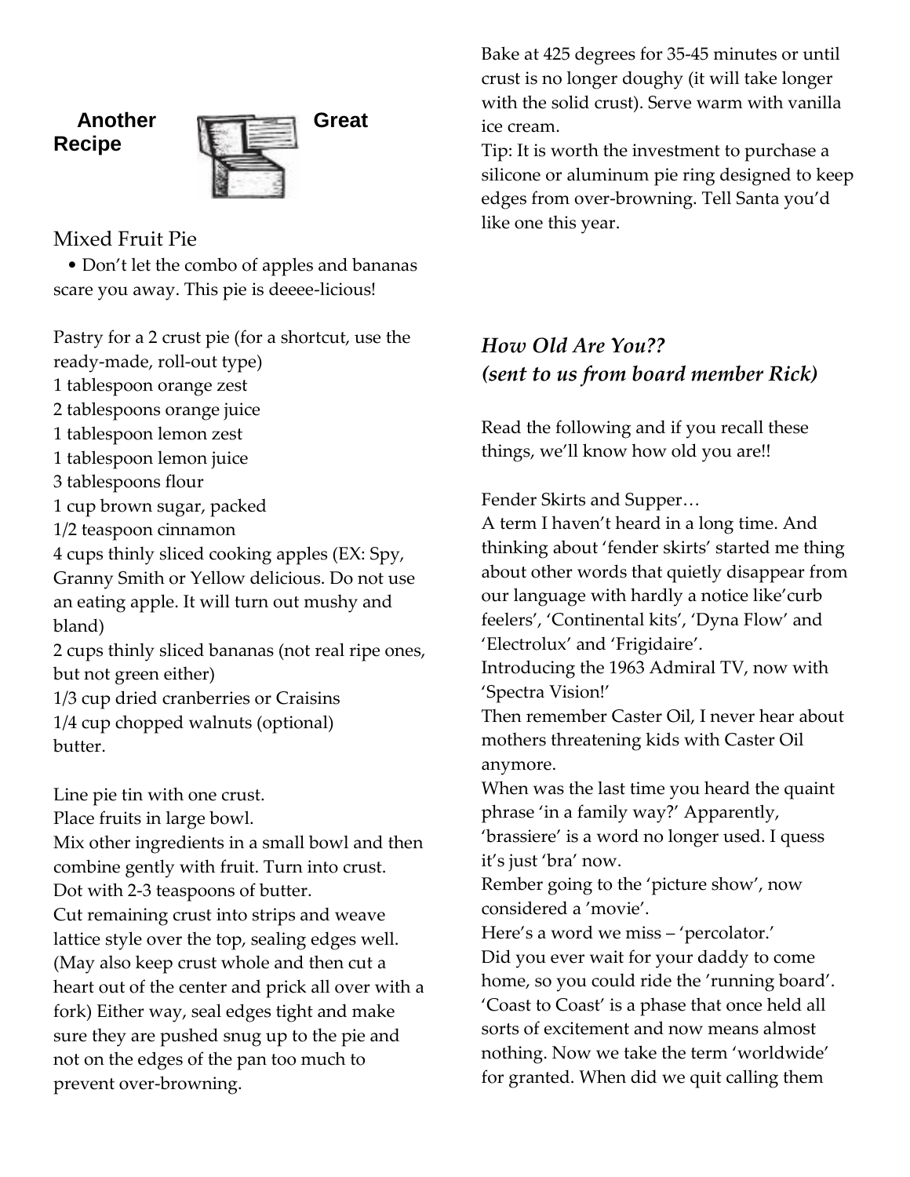## Another Great Recipe

### Mixed Fruit Pie

• Don't let the combo of apples and bananas scare you away. This pie is deeee-licious!

Pastry for a 2 crust pie (for a shortcut, use the ready-made, roll-out type)
1 tablespoon orange zest
2 tablespoons orange juice
1 tablespoon lemon zest
1 tablespoon lemon juice
3 tablespoons flour
1 cup brown sugar, packed
1/2 teaspoon cinnamon
4 cups thinly sliced cooking apples (EX: Spy, Granny Smith or Yellow delicious. Do not use an eating apple. It will turn out mushy and bland)
2 cups thinly sliced bananas (not real ripe ones, but not green either)
1/3 cup dried cranberries or Craisins
1/4 cup chopped walnuts (optional)
butter.

Line pie tin with one crust.
Place fruits in large bowl.
Mix other ingredients in a small bowl and then combine gently with fruit. Turn into crust.
Dot with 2-3 teaspoons of butter.
Cut remaining crust into strips and weave lattice style over the top, sealing edges well. (May also keep crust whole and then cut a heart out of the center and prick all over with a fork) Either way, seal edges tight and make sure they are pushed snug up to the pie and not on the edges of the pan too much to prevent over-browning.
Bake at 425 degrees for 35-45 minutes or until crust is no longer doughy (it will take longer with the solid crust). Serve warm with vanilla ice cream.
Tip: It is worth the investment to purchase a silicone or aluminum pie ring designed to keep edges from over-browning. Tell Santa you'd like one this year.

### *How Old Are You??*
### *(sent to us from board member Rick)*

Read the following and if you recall these things, we'll know how old you are!!

Fender Skirts and Supper…
A term I haven't heard in a long time. And thinking about 'fender skirts' started me thing about other words that quietly disappear from our language with hardly a notice like'curb feelers', 'Continental kits', 'Dyna Flow' and 'Electrolux' and 'Frigidaire'.
Introducing the 1963 Admiral TV, now with 'Spectra Vision!'
Then remember Caster Oil, I never hear about mothers threatening kids with Caster Oil anymore.
When was the last time you heard the quaint phrase 'in a family way?' Apparently, 'brassiere' is a word no longer used. I quess it's just 'bra' now.
Rember going to the 'picture show', now considered a 'movie'.
Here's a word we miss – 'percolator.'
Did you ever wait for your daddy to come home, so you could ride the 'running board'.
'Coast to Coast' is a phase that once held all sorts of excitement and now means almost nothing. Now we take the term 'worldwide' for granted. When did we quit calling them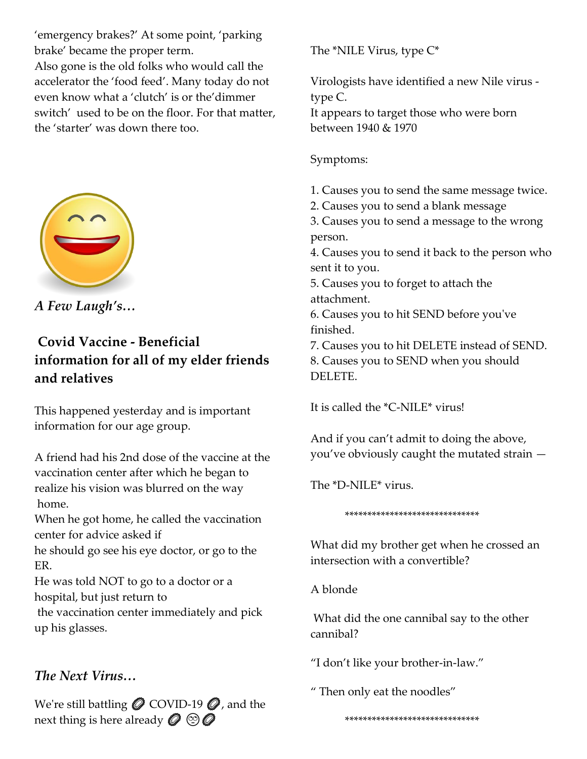'emergency brakes?' At some point, 'parking brake' became the proper term.
Also gone is the old folks who would call the accelerator the 'food feed'. Many today do not even know what a 'clutch' is or the'dimmer switch' used to be on the floor. For that matter, the 'starter' was down there too.

*A Few Laugh's…*

**Covid Vaccine - Beneficial information for all of my elder friends and relatives**

This happened yesterday and is important information for our age group.

A friend had his 2nd dose of the vaccine at the vaccination center after which he began to realize his vision was blurred on the way home.
When he got home, he called the vaccination center for advice asked if he should go see his eye doctor, or go to the ER.
He was told NOT to go to a doctor or a hospital, but just return to the vaccination center immediately and pick up his glasses.

*The Next Virus…*

We're still battling 🦠 COVID-19 🦠, and the next thing is here already 🦠 😷 🦠

The *NILE Virus, type C*

Virologists have identified a new Nile virus - type C.
It appears to target those who were born between 1940 & 1970

Symptoms:

1. Causes you to send the same message twice.
2. Causes you to send a blank message
3. Causes you to send a message to the wrong person.
4. Causes you to send it back to the person who sent it to you.
5. Causes you to forget to attach the attachment.
6. Causes you to hit SEND before you've finished.
7. Causes you to hit DELETE instead of SEND.
8. Causes you to SEND when you should DELETE.

It is called the *C-NILE* virus!

And if you can't admit to doing the above, you've obviously caught the mutated strain —

The *D-NILE* virus.

******************************

What did my brother get when he crossed an intersection with a convertible?

A blonde

What did the one cannibal say to the other cannibal?

"I don't like your brother-in-law."

" Then only eat the noodles"

******************************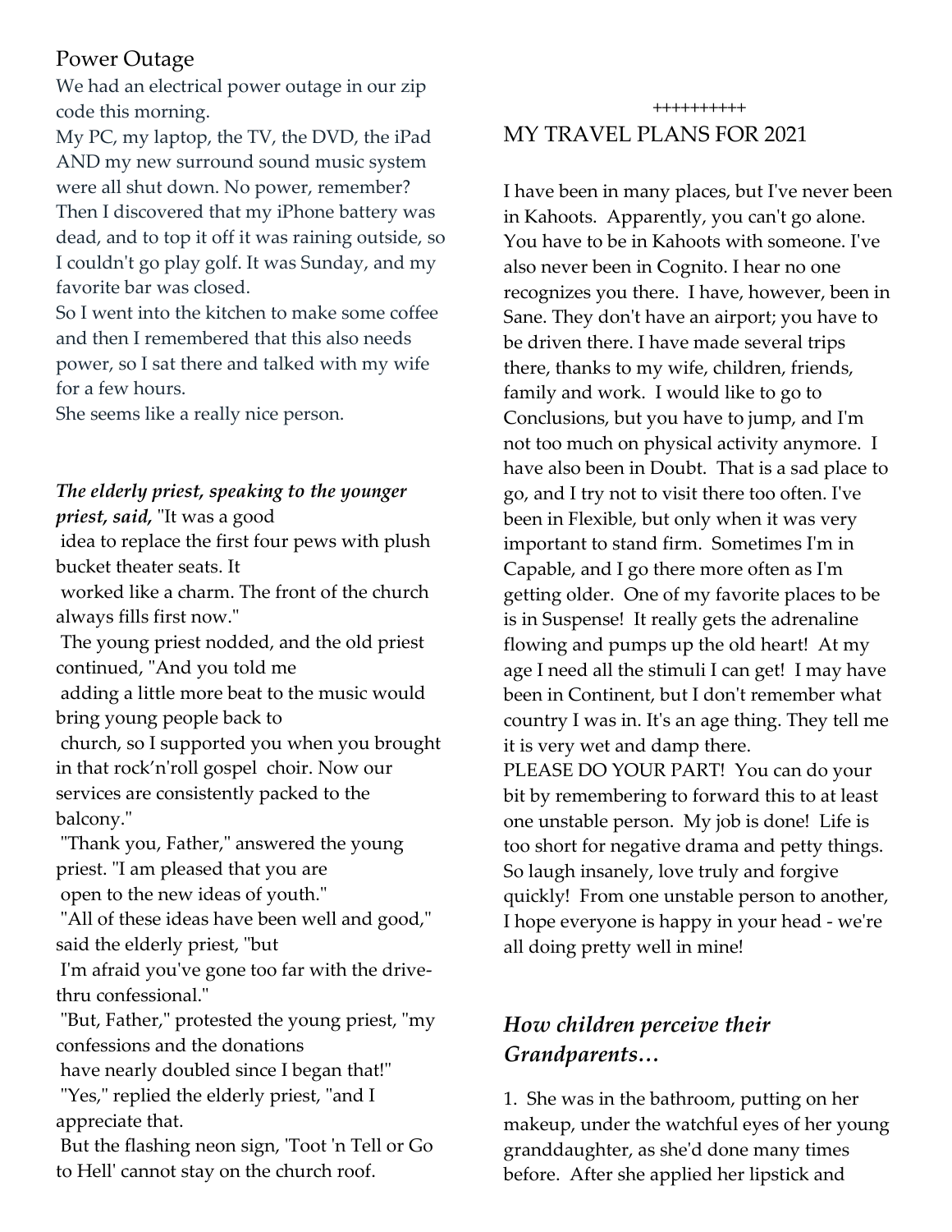## Power Outage

We had an electrical power outage in our zip code this morning.
My PC, my laptop, the TV, the DVD, the iPad AND my new surround sound music system were all shut down. No power, remember?
Then I discovered that my iPhone battery was dead, and to top it off it was raining outside, so I couldn't go play golf. It was Sunday, and my favorite bar was closed.
So I went into the kitchen to make some coffee and then I remembered that this also needs power, so I sat there and talked with my wife for a few hours.
She seems like a really nice person.

***The elderly priest, speaking to the younger priest, said,*** "It was a good idea to replace the first four pews with plush bucket theater seats. It worked like a charm. The front of the church always fills first now."

The young priest nodded, and the old priest continued, "And you told me adding a little more beat to the music would bring young people back to church, so I supported you when you brought in that rock'n'roll gospel choir. Now our services are consistently packed to the balcony."

"Thank you, Father," answered the young priest. "I am pleased that you are open to the new ideas of youth."

"All of these ideas have been well and good," said the elderly priest, "but I'm afraid you've gone too far with the drive-thru confessional."

"But, Father," protested the young priest, "my confessions and the donations have nearly doubled since I began that!"

"Yes," replied the elderly priest, "and I appreciate that.
But the flashing neon sign, 'Toot 'n Tell or Go to Hell' cannot stay on the church roof.

++++++++++

## MY TRAVEL PLANS FOR 2021

I have been in many places, but I've never been in Kahoots. Apparently, you can't go alone. You have to be in Kahoots with someone. I've also never been in Cognito. I hear no one recognizes you there. I have, however, been in Sane. They don't have an airport; you have to be driven there. I have made several trips there, thanks to my wife, children, friends, family and work. I would like to go to Conclusions, but you have to jump, and I'm not too much on physical activity anymore. I have also been in Doubt. That is a sad place to go, and I try not to visit there too often. I've been in Flexible, but only when it was very important to stand firm. Sometimes I'm in Capable, and I go there more often as I'm getting older. One of my favorite places to be is in Suspense! It really gets the adrenaline flowing and pumps up the old heart! At my age I need all the stimuli I can get! I may have been in Continent, but I don't remember what country I was in. It's an age thing. They tell me it is very wet and damp there.
PLEASE DO YOUR PART! You can do your bit by remembering to forward this to at least one unstable person. My job is done! Life is too short for negative drama and petty things. So laugh insanely, love truly and forgive quickly! From one unstable person to another, I hope everyone is happy in your head - we're all doing pretty well in mine!

## *How children perceive their Grandparents…*

1. She was in the bathroom, putting on her makeup, under the watchful eyes of her young granddaughter, as she'd done many times before. After she applied her lipstick and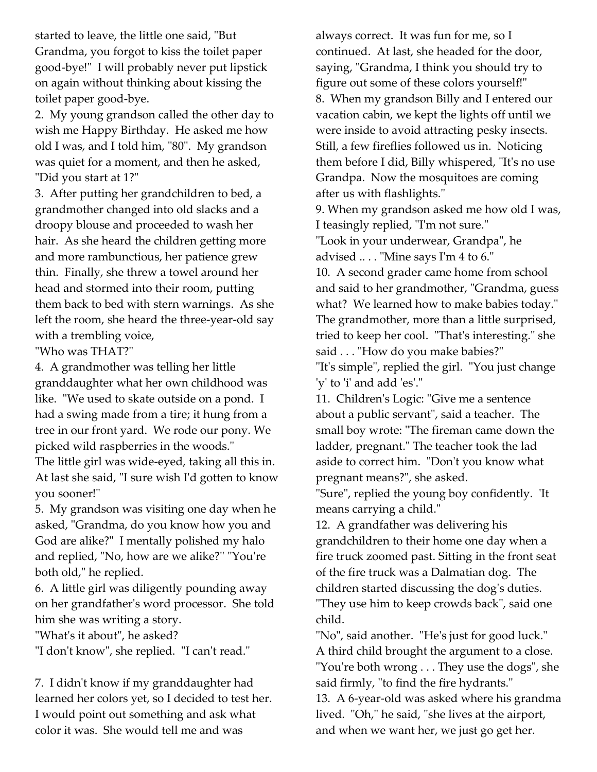started to leave, the little one said, "But Grandma, you forgot to kiss the toilet paper good-bye!" I will probably never put lipstick on again without thinking about kissing the toilet paper good-bye.

2. My young grandson called the other day to wish me Happy Birthday. He asked me how old I was, and I told him, "80". My grandson was quiet for a moment, and then he asked, "Did you start at 1?"

3. After putting her grandchildren to bed, a grandmother changed into old slacks and a droopy blouse and proceeded to wash her hair. As she heard the children getting more and more rambunctious, her patience grew thin. Finally, she threw a towel around her head and stormed into their room, putting them back to bed with stern warnings. As she left the room, she heard the three-year-old say with a trembling voice,
"Who was THAT?"

4. A grandmother was telling her little granddaughter what her own childhood was like. "We used to skate outside on a pond. I had a swing made from a tire; it hung from a tree in our front yard. We rode our pony. We picked wild raspberries in the woods."
The little girl was wide-eyed, taking all this in. At last she said, "I sure wish I'd gotten to know you sooner!"

5. My grandson was visiting one day when he asked, "Grandma, do you know how you and God are alike?" I mentally polished my halo and replied, "No, how are we alike?" "You're both old," he replied.

6. A little girl was diligently pounding away on her grandfather's word processor. She told him she was writing a story.
"What's it about", he asked?
"I don't know", she replied. "I can't read."

7. I didn't know if my granddaughter had learned her colors yet, so I decided to test her. I would point out something and ask what color it was. She would tell me and was always correct. It was fun for me, so I continued. At last, she headed for the door, saying, "Grandma, I think you should try to figure out some of these colors yourself!"

8. When my grandson Billy and I entered our vacation cabin, we kept the lights off until we were inside to avoid attracting pesky insects. Still, a few fireflies followed us in. Noticing them before I did, Billy whispered, "It's no use Grandpa. Now the mosquitoes are coming after us with flashlights."

9. When my grandson asked me how old I was, I teasingly replied, "I'm not sure."
"Look in your underwear, Grandpa", he advised .. . . "Mine says I'm 4 to 6."

10. A second grader came home from school and said to her grandmother, "Grandma, guess what? We learned how to make babies today." The grandmother, more than a little surprised, tried to keep her cool. "That's interesting." she said . . . "How do you make babies?"
"It's simple", replied the girl. "You just change 'y' to 'i' and add 'es'."

11. Children's Logic: "Give me a sentence about a public servant", said a teacher. The small boy wrote: "The fireman came down the ladder, pregnant." The teacher took the lad aside to correct him. "Don't you know what pregnant means?", she asked.
"Sure", replied the young boy confidently. 'It means carrying a child."

12. A grandfather was delivering his grandchildren to their home one day when a fire truck zoomed past. Sitting in the front seat of the fire truck was a Dalmatian dog. The children started discussing the dog's duties.
"They use him to keep crowds back", said one child.
"No", said another. "He's just for good luck."
A third child brought the argument to a close.
"You're both wrong . . . They use the dogs", she said firmly, "to find the fire hydrants."

13. A 6-year-old was asked where his grandma lived. "Oh," he said, "she lives at the airport, and when we want her, we just go get her.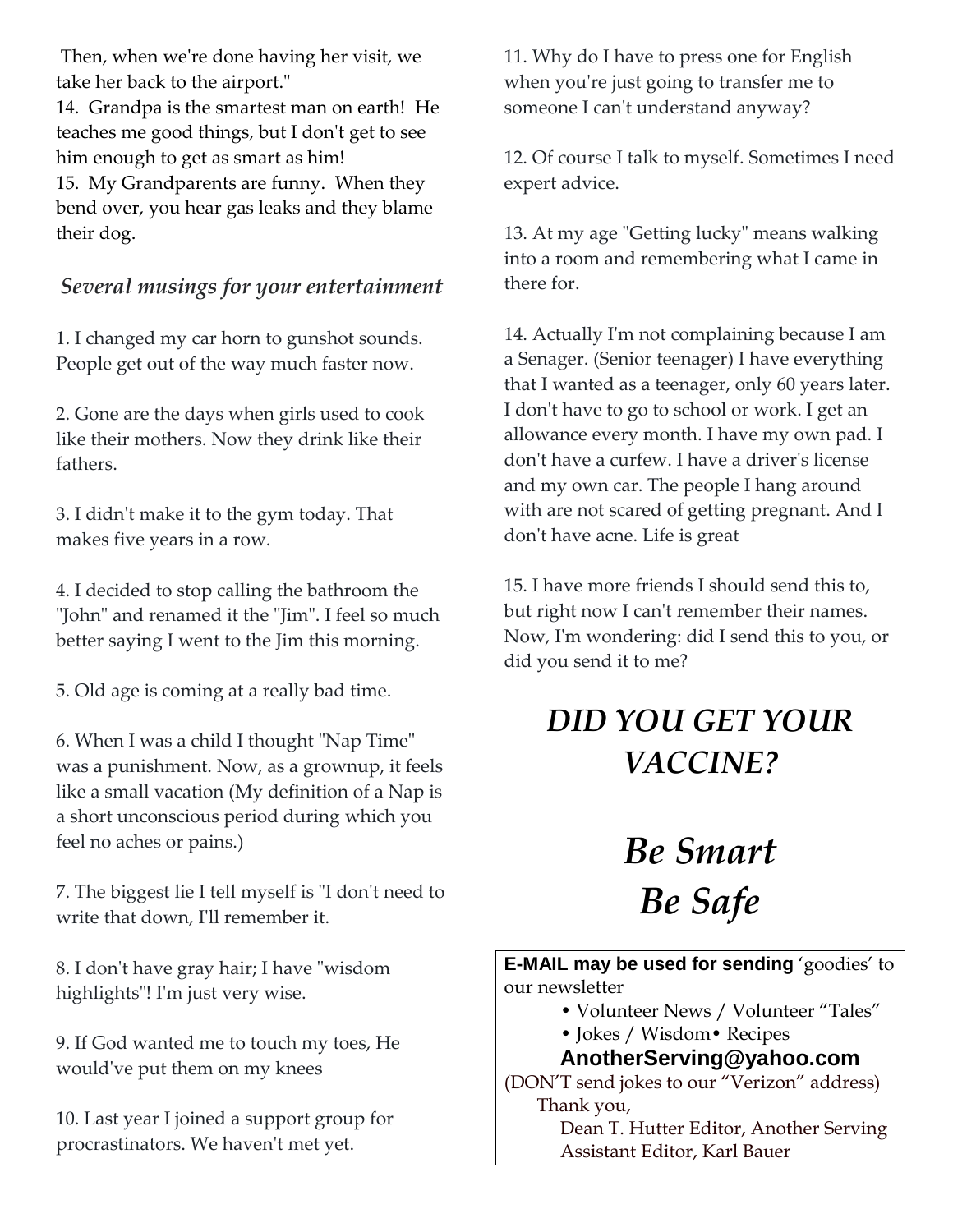Then, when we're done having her visit, we take her back to the airport."

14. Grandpa is the smartest man on earth! He teaches me good things, but I don't get to see him enough to get as smart as him!

15. My Grandparents are funny. When they bend over, you hear gas leaks and they blame their dog.

### *Several musings for your entertainment*

1. I changed my car horn to gunshot sounds. People get out of the way much faster now.

2. Gone are the days when girls used to cook like their mothers. Now they drink like their fathers.

3. I didn't make it to the gym today. That makes five years in a row.

4. I decided to stop calling the bathroom the "John" and renamed it the "Jim". I feel so much better saying I went to the Jim this morning.

5. Old age is coming at a really bad time.

6. When I was a child I thought "Nap Time" was a punishment. Now, as a grownup, it feels like a small vacation (My definition of a Nap is a short unconscious period during which you feel no aches or pains.)

7. The biggest lie I tell myself is "I don't need to write that down, I'll remember it.

8. I don't have gray hair; I have "wisdom highlights"! I'm just very wise.

9. If God wanted me to touch my toes, He would've put them on my knees

10. Last year I joined a support group for procrastinators. We haven't met yet.

11. Why do I have to press one for English when you're just going to transfer me to someone I can't understand anyway?

12. Of course I talk to myself. Sometimes I need expert advice.

13. At my age "Getting lucky" means walking into a room and remembering what I came in there for.

14. Actually I'm not complaining because I am a Senager. (Senior teenager) I have everything that I wanted as a teenager, only 60 years later. I don't have to go to school or work. I get an allowance every month. I have my own pad. I don't have a curfew. I have a driver's license and my own car. The people I hang around with are not scared of getting pregnant. And I don't have acne. Life is great

15. I have more friends I should send this to, but right now I can't remember their names. Now, I'm wondering: did I send this to you, or did you send it to me?

## *DID YOU GET YOUR VACCINE?*

## *Be Smart*
## *Be Safe*

**E-MAIL may be used for sending** 'goodies' to our newsletter

- Volunteer News / Volunteer "Tales"
- Jokes / Wisdom • Recipes

**AnotherServing@yahoo.com**

(DON'T send jokes to our "Verizon" address)

Thank you,

Dean T. Hutter Editor, Another Serving

Assistant Editor, Karl Bauer